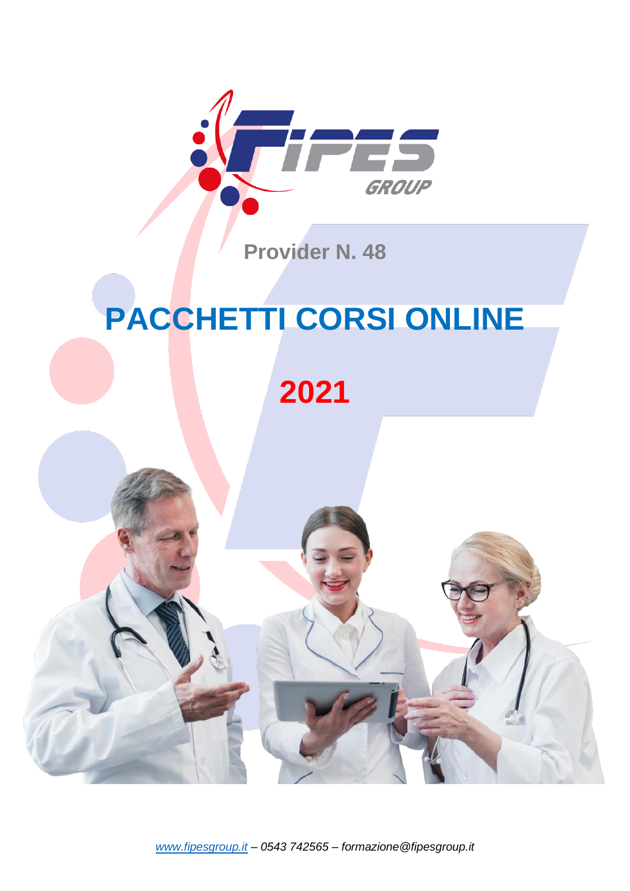Provider N. 48

# PACCHETTI CORSI ONLINE

# 2021

www.fipesgroup.it – 0543 742565 – formazione@fipesgroup.it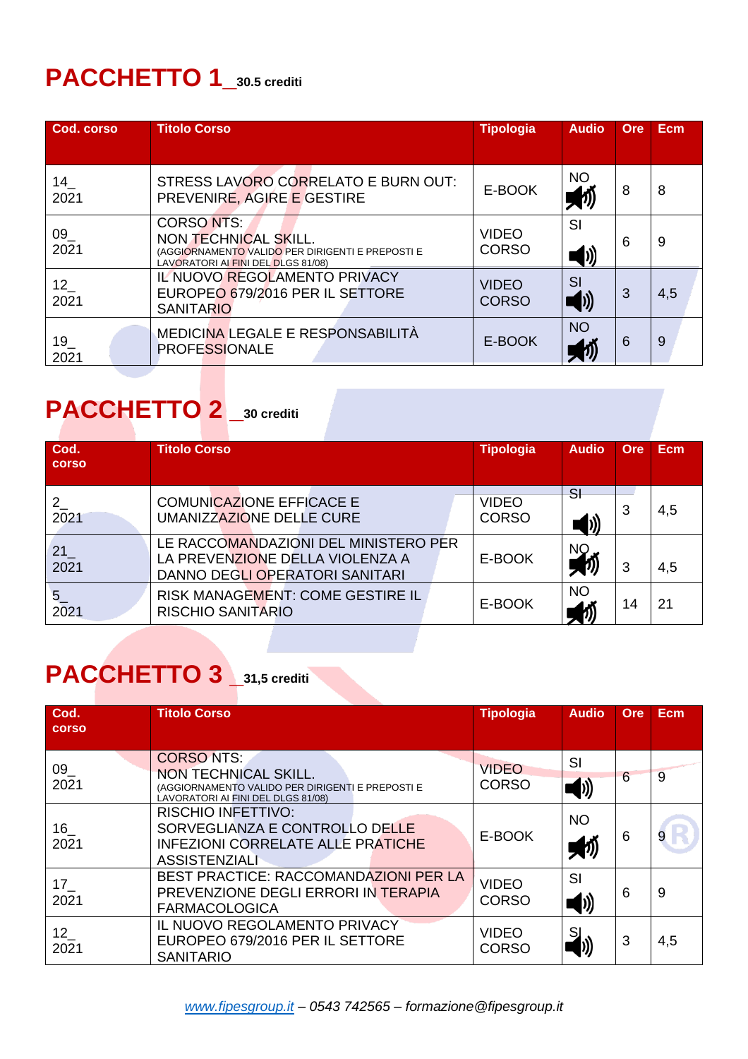## PACCHETTO 1_30.5 crediti

| Cod. corso | Titolo Corso | Tipologia | Audio | Ore | Ecm |
|---|---|---|---|---|---|
| 14_ 2021 | STRESS LAVORO CORRELATO E BURN OUT: PREVENIRE, AGIRE E GESTIRE | E-BOOK | NO | 8 | 8 |
| 09_ 2021 | CORSO NTS: NON TECHNICAL SKILL. (AGGIORNAMENTO VALIDO PER DIRIGENTI E PREPOSTI E LAVORATORI AI FINI DEL DLGS 81/08) | VIDEO CORSO | SI | 6 | 9 |
| 12_ 2021 | IL NUOVO REGOLAMENTO PRIVACY EUROPEO 679/2016 PER IL SETTORE SANITARIO | VIDEO CORSO | SI | 3 | 4,5 |
| 19_ 2021 | MEDICINA LEGALE E RESPONSABILITÀ PROFESSIONALE | E-BOOK | NO | 6 | 9 |

## PACCHETTO 2 _30 crediti

| Cod. corso | Titolo Corso | Tipologia | Audio | Ore | Ecm |
|---|---|---|---|---|---|
| 2_ 2021 | COMUNICAZIONE EFFICACE E UMANIZZAZIONE DELLE CURE | VIDEO CORSO | SI | 3 | 4,5 |
| 21_ 2021 | LE RACCOMANDAZIONI DEL MINISTERO PER LA PREVENZIONE DELLA VIOLENZA A DANNO DEGLI OPERATORI SANITARI | E-BOOK | NO | 3 | 4,5 |
| 5_ 2021 | RISK MANAGEMENT: COME GESTIRE IL RISCHIO SANITARIO | E-BOOK | NO | 14 | 21 |

## PACCHETTO 3 _31,5 crediti

| Cod. corso | Titolo Corso | Tipologia | Audio | Ore | Ecm |
|---|---|---|---|---|---|
| 09_ 2021 | CORSO NTS: NON TECHNICAL SKILL. (AGGIORNAMENTO VALIDO PER DIRIGENTI E PREPOSTI E LAVORATORI AI FINI DEL DLGS 81/08) | VIDEO CORSO | SI | 6 | 9 |
| 16_ 2021 | RISCHIO INFETTIVO: SORVEGLIANZA E CONTROLLO DELLE INFEZIONI CORRELATE ALLE PRATICHE ASSISTENZIALI | E-BOOK | NO | 6 | 9 |
| 17_ 2021 | BEST PRACTICE: RACCOMANDAZIONI PER LA PREVENZIONE DEGLI ERRORI IN TERAPIA FARMACOLOGICA | VIDEO CORSO | SI | 6 | 9 |
| 12_ 2021 | IL NUOVO REGOLAMENTO PRIVACY EUROPEO 679/2016 PER IL SETTORE SANITARIO | VIDEO CORSO | SI | 3 | 4,5 |

*www.fipesgroup.it – 0543 742565 – formazione@fipesgroup.it*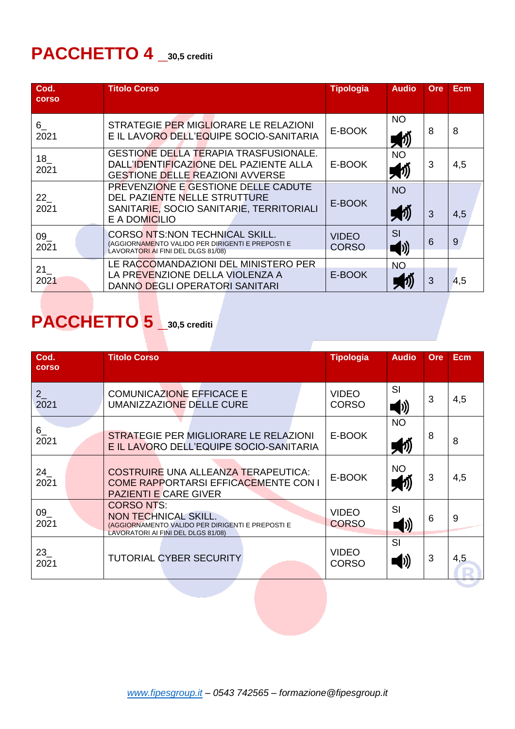# PACCHETTO 4 __30,5 crediti

| Cod. corso | Titolo Corso | Tipologia | Audio | Ore | Ecm |
|---|---|---|---|---|---|
| 6_ 2021 | STRATEGIE PER MIGLIORARE LE RELAZIONI E IL LAVORO DELL'EQUIPE SOCIO-SANITARIA | E-BOOK | NO | 8 | 8 |
| 18_ 2021 | GESTIONE DELLA TERAPIA TRASFUSIONALE. DALL'IDENTIFICAZIONE DEL PAZIENTE ALLA GESTIONE DELLE REAZIONI AVVERSE | E-BOOK | NO | 3 | 4,5 |
| 22_ 2021 | PREVENZIONE E GESTIONE DELLE CADUTE DEL PAZIENTE NELLE STRUTTURE SANITARIE, SOCIO SANITARIE, TERRITORIALI E A DOMICILIO | E-BOOK | NO | 3 | 4,5 |
| 09_ 2021 | CORSO NTS:NON TECHNICAL SKILL. (AGGIORNAMENTO VALIDO PER DIRIGENTI E PREPOSTI E LAVORATORI AI FINI DEL DLGS 81/08) | VIDEO CORSO | SI | 6 | 9 |
| 21_ 2021 | LE RACCOMANDAZIONI DEL MINISTERO PER LA PREVENZIONE DELLA VIOLENZA A DANNO DEGLI OPERATORI SANITARI | E-BOOK | NO | 3 | 4,5 |

# PACCHETTO 5 __30,5 crediti

| Cod. corso | Titolo Corso | Tipologia | Audio | Ore | Ecm |
|---|---|---|---|---|---|
| 2_ 2021 | COMUNICAZIONE EFFICACE E UMANIZZAZIONE DELLE CURE | VIDEO CORSO | SI | 3 | 4,5 |
| 6_ 2021 | STRATEGIE PER MIGLIORARE LE RELAZIONI E IL LAVORO DELL'EQUIPE SOCIO-SANITARIA | E-BOOK | NO | 8 | 8 |
| 24_ 2021 | COSTRUIRE UNA ALLEANZA TERAPEUTICA: COME RAPPORTARSI EFFICACEMENTE CON I PAZIENTI E CARE GIVER | E-BOOK | NO | 3 | 4,5 |
| 09_ 2021 | CORSO NTS: NON TECHNICAL SKILL. (AGGIORNAMENTO VALIDO PER DIRIGENTI E PREPOSTI E LAVORATORI AI FINI DEL DLGS 81/08) | VIDEO CORSO | SI | 6 | 9 |
| 23_ 2021 | TUTORIAL CYBER SECURITY | VIDEO CORSO | SI | 3 | 4,5 |

*www.fipesgroup.it – 0543 742565 – formazione@fipesgroup.it*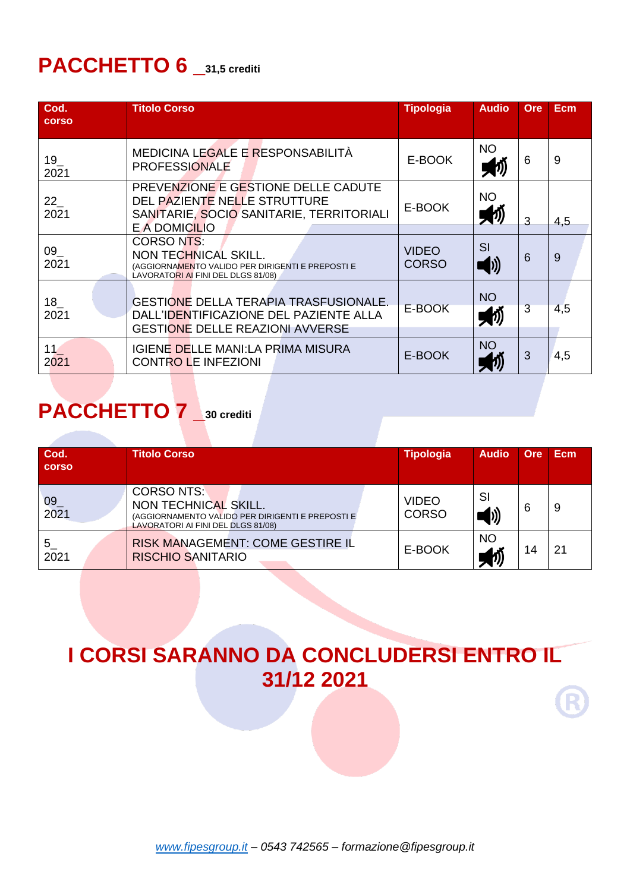# PACCHETTO 6 _31,5 crediti

| Cod. corso | Titolo Corso | Tipologia | Audio | Ore | Ecm |
|---|---|---|---|---|---|
| 19_ 2021 | MEDICINA LEGALE E RESPONSABILITÀ PROFESSIONALE | E-BOOK | NO | 6 | 9 |
| 22_ 2021 | PREVENZIONE E GESTIONE DELLE CADUTE DEL PAZIENTE NELLE STRUTTURE SANITARIE, SOCIO SANITARIE, TERRITORIALI E A DOMICILIO | E-BOOK | NO | 3 | 4,5 |
| 09_ 2021 | CORSO NTS: NON TECHNICAL SKILL. (AGGIORNAMENTO VALIDO PER DIRIGENTI E PREPOSTI E LAVORATORI AI FINI DEL DLGS 81/08) | VIDEO CORSO | SI | 6 | 9 |
| 18_ 2021 | GESTIONE DELLA TERAPIA TRASFUSIONALE. DALL'IDENTIFICAZIONE DEL PAZIENTE ALLA GESTIONE DELLE REAZIONI AVVERSE | E-BOOK | NO | 3 | 4,5 |
| 11_ 2021 | IGIENE DELLE MANI:LA PRIMA MISURA CONTRO LE INFEZIONI | E-BOOK | NO | 3 | 4,5 |

# PACCHETTO 7 _30 crediti

| Cod. corso | Titolo Corso | Tipologia | Audio | Ore | Ecm |
|---|---|---|---|---|---|
| 09_ 2021 | CORSO NTS: NON TECHNICAL SKILL. (AGGIORNAMENTO VALIDO PER DIRIGENTI E PREPOSTI E LAVORATORI AI FINI DEL DLGS 81/08) | VIDEO CORSO | SI | 6 | 9 |
| 5_ 2021 | RISK MANAGEMENT: COME GESTIRE IL RISCHIO SANITARIO | E-BOOK | NO | 14 | 21 |

## I CORSI SARANNO DA CONCLUDERSI ENTRO IL 31/12 2021

*www.fipesgroup.it – 0543 742565 – formazione@fipesgroup.it*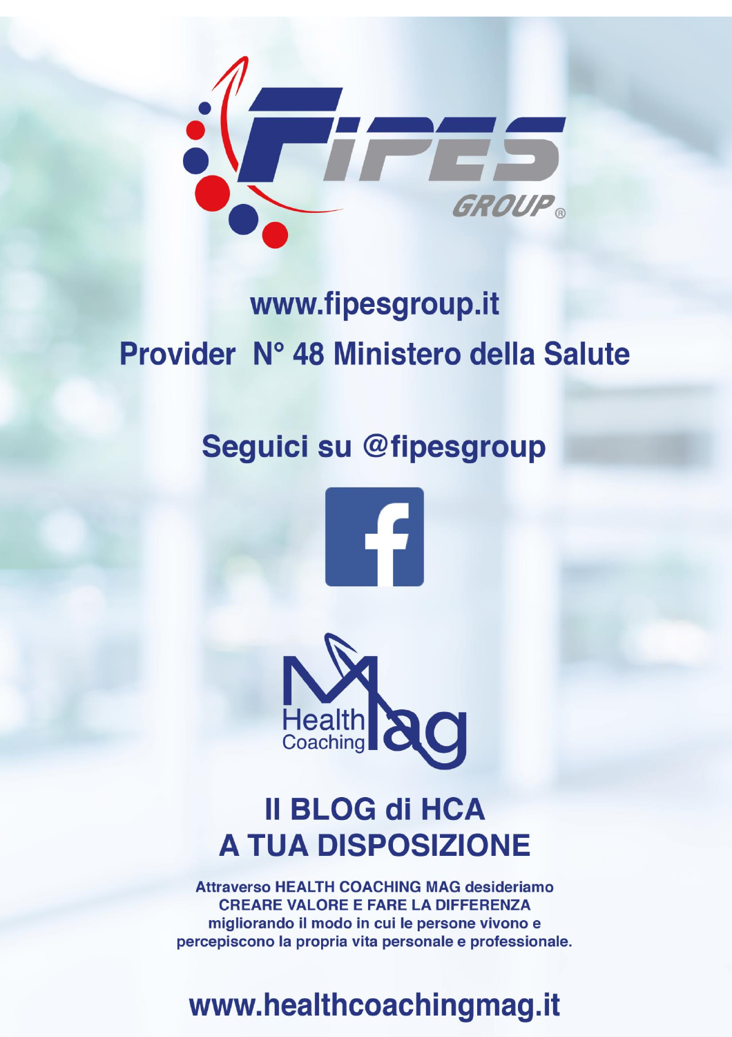www.fipesgroup.it

**Provider N° 48 Ministero della Salute**

**Seguici su @fipesgroup**

## Il BLOG di HCA A TUA DISPOSIZIONE

**Attraverso HEALTH COACHING MAG desideriamo CREARE VALORE E FARE LA DIFFERENZA migliorando il modo in cui le persone vivono e percepiscono la propria vita personale e professionale.**

**www.healthcoachingmag.it**